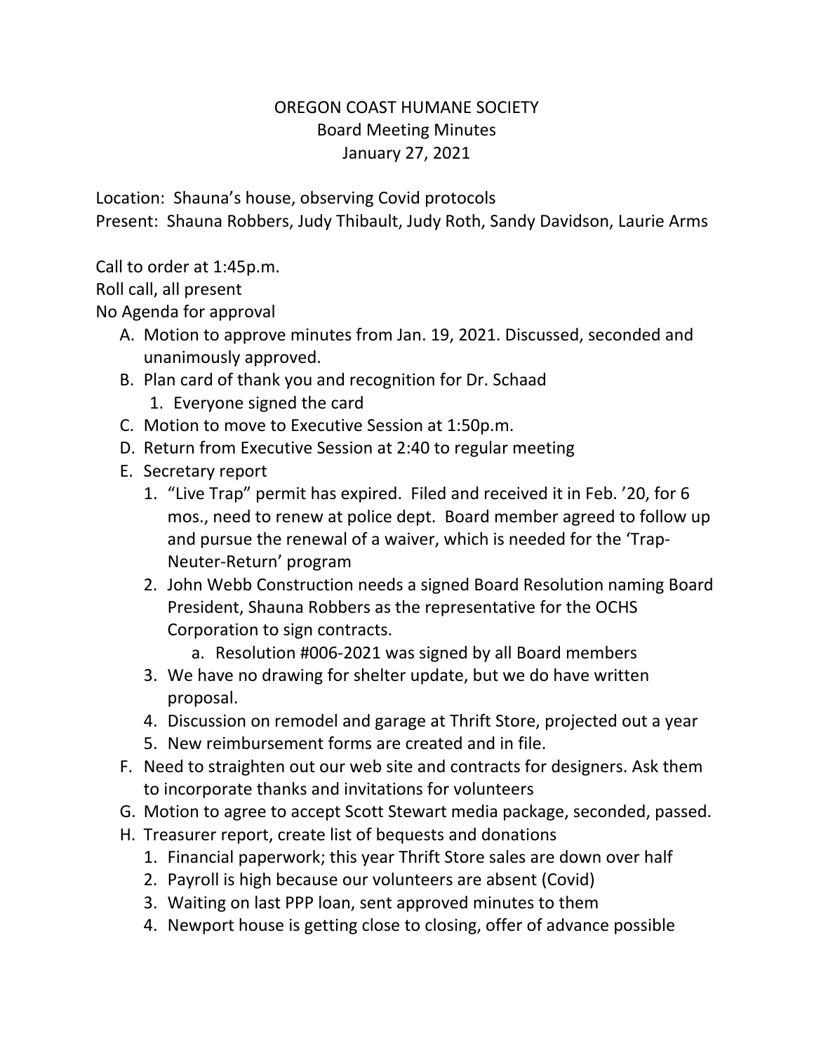# OREGON COAST HUMANE SOCIETY
## Board Meeting Minutes
### January 27, 2021

Location: Shauna's house, observing Covid protocols
Present: Shauna Robbers, Judy Thibault, Judy Roth, Sandy Davidson, Laurie Arms

Call to order at 1:45p.m.
Roll call, all present
No Agenda for approval

A. Motion to approve minutes from Jan. 19, 2021. Discussed, seconded and unanimously approved.
B. Plan card of thank you and recognition for Dr. Schaad
    1. Everyone signed the card
C. Motion to move to Executive Session at 1:50p.m.
D. Return from Executive Session at 2:40 to regular meeting
E. Secretary report
    1. "Live Trap" permit has expired. Filed and received it in Feb. '20, for 6 mos., need to renew at police dept. Board member agreed to follow up and pursue the renewal of a waiver, which is needed for the 'Trap-Neuter-Return' program
    2. John Webb Construction needs a signed Board Resolution naming Board President, Shauna Robbers as the representative for the OCHS Corporation to sign contracts.
        a. Resolution #006-2021 was signed by all Board members
    3. We have no drawing for shelter update, but we do have written proposal.
    4. Discussion on remodel and garage at Thrift Store, projected out a year
    5. New reimbursement forms are created and in file.
F. Need to straighten out our web site and contracts for designers. Ask them to incorporate thanks and invitations for volunteers
G. Motion to agree to accept Scott Stewart media package, seconded, passed.
H. Treasurer report, create list of bequests and donations
    1. Financial paperwork; this year Thrift Store sales are down over half
    2. Payroll is high because our volunteers are absent (Covid)
    3. Waiting on last PPP loan, sent approved minutes to them
    4. Newport house is getting close to closing, offer of advance possible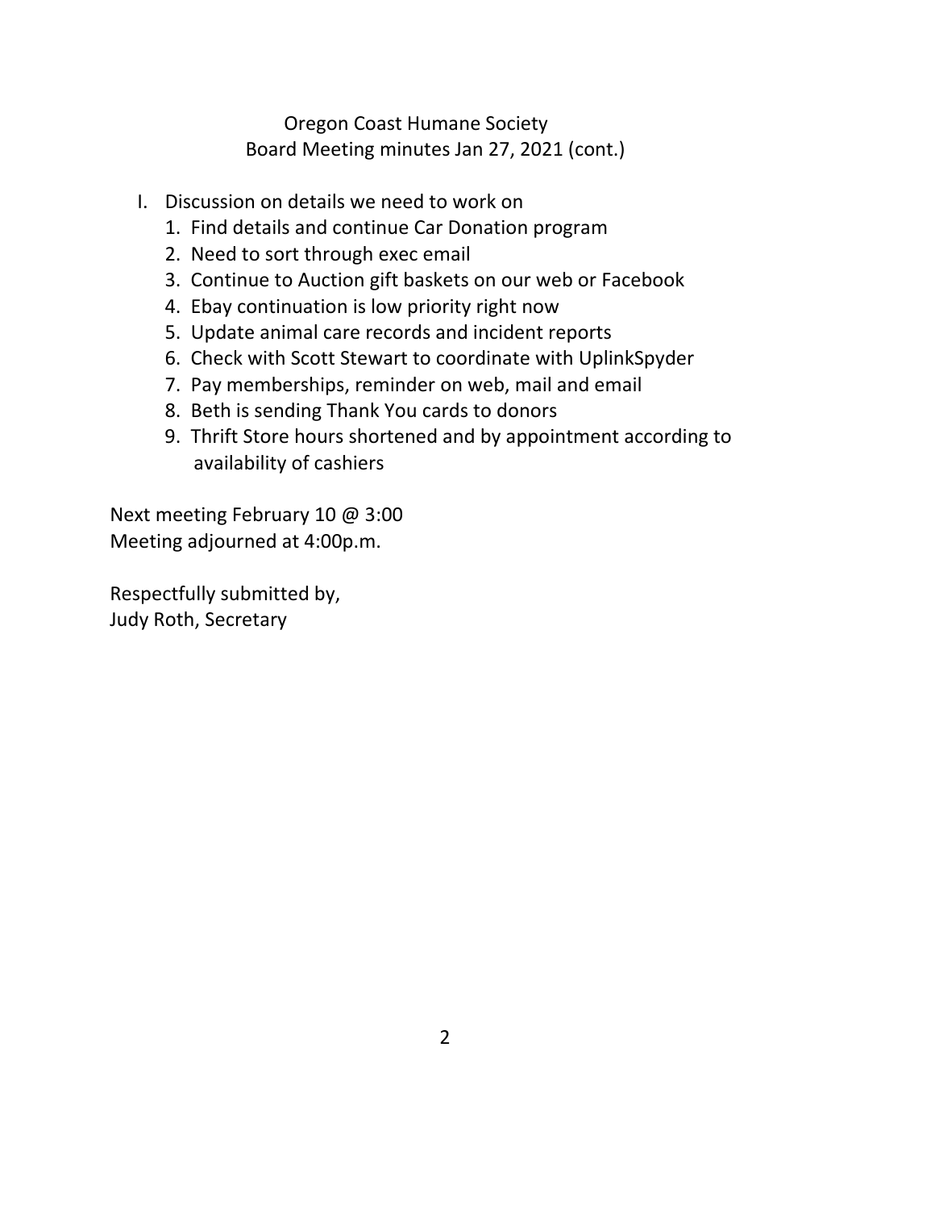Oregon Coast Humane Society
Board Meeting minutes Jan 27, 2021 (cont.)

I. Discussion on details we need to work on
   1. Find details and continue Car Donation program
   2. Need to sort through exec email
   3. Continue to Auction gift baskets on our web or Facebook
   4. Ebay continuation is low priority right now
   5. Update animal care records and incident reports
   6. Check with Scott Stewart to coordinate with UplinkSpyder
   7. Pay memberships, reminder on web, mail and email
   8. Beth is sending Thank You cards to donors
   9. Thrift Store hours shortened and by appointment according to availability of cashiers

Next meeting February 10 @ 3:00
Meeting adjourned at 4:00p.m.

Respectfully submitted by,
Judy Roth, Secretary